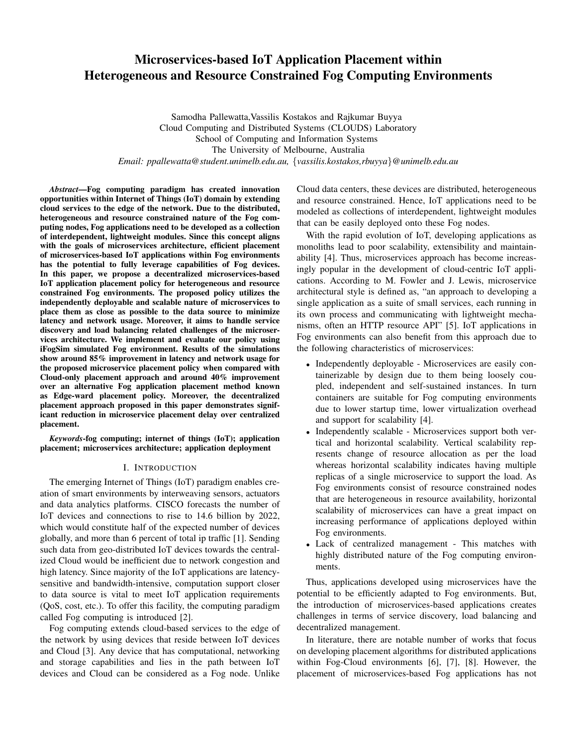# Microservices-based IoT Application Placement within Heterogeneous and Resource Constrained Fog Computing Environments

Samodha Pallewatta, Vassilis Kostakos and Rajkumar Buyya
Cloud Computing and Distributed Systems (CLOUDS) Laboratory
School of Computing and Information Systems
The University of Melbourne, Australia
*Email: ppallewatta@student.unimelb.edu.au, {vassilis.kostakos,rbuyya}@unimelb.edu.au*

***Abstract*—Fog computing paradigm has created innovation opportunities within Internet of Things (IoT) domain by extending cloud services to the edge of the network. Due to the distributed, heterogeneous and resource constrained nature of the Fog computing nodes, Fog applications need to be developed as a collection of interdependent, lightweight modules. Since this concept aligns with the goals of microservices architecture, efficient placement of microservices-based IoT applications within Fog environments has the potential to fully leverage capabilities of Fog devices. In this paper, we propose a decentralized microservices-based IoT application placement policy for heterogeneous and resource constrained Fog environments. The proposed policy utilizes the independently deployable and scalable nature of microservices to place them as close as possible to the data source to minimize latency and network usage. Moreover, it aims to handle service discovery and load balancing related challenges of the microservices architecture. We implement and evaluate our policy using iFogSim simulated Fog environment. Results of the simulations show around 85% improvement in latency and network usage for the proposed microservice placement policy when compared with Cloud-only placement approach and around 40% improvement over an alternative Fog application placement method known as Edge-ward placement policy. Moreover, the decentralized placement approach proposed in this paper demonstrates significant reduction in microservice placement delay over centralized placement.**

***Keywords*-fog computing; internet of things (IoT); application placement; microservices architecture; application deployment**

## I. Introduction

The emerging Internet of Things (IoT) paradigm enables creation of smart environments by interweaving sensors, actuators and data analytics platforms. CISCO forecasts the number of IoT devices and connections to rise to 14.6 billion by 2022, which would constitute half of the expected number of devices globally, and more than 6 percent of total ip traffic [1]. Sending such data from geo-distributed IoT devices towards the centralized Cloud would be inefficient due to network congestion and high latency. Since majority of the IoT applications are latency-sensitive and bandwidth-intensive, computation support closer to data source is vital to meet IoT application requirements (QoS, cost, etc.). To offer this facility, the computing paradigm called Fog computing is introduced [2].

Fog computing extends cloud-based services to the edge of the network by using devices that reside between IoT devices and Cloud [3]. Any device that has computational, networking and storage capabilities and lies in the path between IoT devices and Cloud can be considered as a Fog node. Unlike Cloud data centers, these devices are distributed, heterogeneous and resource constrained. Hence, IoT applications need to be modeled as collections of interdependent, lightweight modules that can be easily deployed onto these Fog nodes.

With the rapid evolution of IoT, developing applications as monoliths lead to poor scalability, extensibility and maintainability [4]. Thus, microservices approach has become increasingly popular in the development of cloud-centric IoT applications. According to M. Fowler and J. Lewis, microservice architectural style is defined as, "an approach to developing a single application as a suite of small services, each running in its own process and communicating with lightweight mechanisms, often an HTTP resource API" [5]. IoT applications in Fog environments can also benefit from this approach due to the following characteristics of microservices:

- Independently deployable - Microservices are easily containerizable by design due to them being loosely coupled, independent and self-sustained instances. In turn containers are suitable for Fog computing environments due to lower startup time, lower virtualization overhead and support for scalability [4].
- Independently scalable - Microservices support both vertical and horizontal scalability. Vertical scalability represents change of resource allocation as per the load whereas horizontal scalability indicates having multiple replicas of a single microservice to support the load. As Fog environments consist of resource constrained nodes that are heterogeneous in resource availability, horizontal scalability of microservices can have a great impact on increasing performance of applications deployed within Fog environments.
- Lack of centralized management - This matches with highly distributed nature of the Fog computing environments.

Thus, applications developed using microservices have the potential to be efficiently adapted to Fog environments. But, the introduction of microservices-based applications creates challenges in terms of service discovery, load balancing and decentralized management.

In literature, there are notable number of works that focus on developing placement algorithms for distributed applications within Fog-Cloud environments [6], [7], [8]. However, the placement of microservices-based Fog applications has not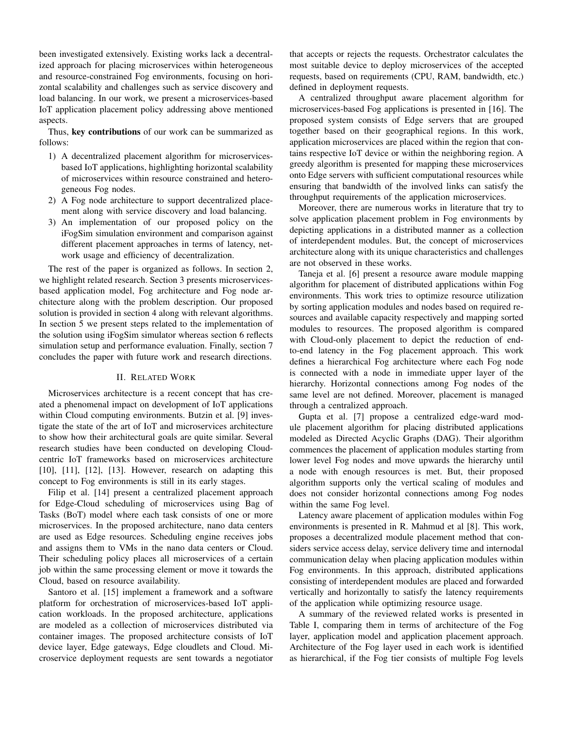been investigated extensively. Existing works lack a decentralized approach for placing microservices within heterogeneous and resource-constrained Fog environments, focusing on horizontal scalability and challenges such as service discovery and load balancing. In our work, we present a microservices-based IoT application placement policy addressing above mentioned aspects.

Thus, **key contributions** of our work can be summarized as follows:

1) A decentralized placement algorithm for microservices-based IoT applications, highlighting horizontal scalability of microservices within resource constrained and heterogeneous Fog nodes.
2) A Fog node architecture to support decentralized placement along with service discovery and load balancing.
3) An implementation of our proposed policy on the iFogSim simulation environment and comparison against different placement approaches in terms of latency, network usage and efficiency of decentralization.

The rest of the paper is organized as follows. In section 2, we highlight related research. Section 3 presents microservices-based application model, Fog architecture and Fog node architecture along with the problem description. Our proposed solution is provided in section 4 along with relevant algorithms. In section 5 we present steps related to the implementation of the solution using iFogSim simulator whereas section 6 reflects simulation setup and performance evaluation. Finally, section 7 concludes the paper with future work and research directions.

## II. Related Work

Microservices architecture is a recent concept that has created a phenomenal impact on development of IoT applications within Cloud computing environments. Butzin et al. [9] investigate the state of the art of IoT and microservices architecture to show how their architectural goals are quite similar. Several research studies have been conducted on developing Cloud-centric IoT frameworks based on microservices architecture [10], [11], [12], [13]. However, research on adapting this concept to Fog environments is still in its early stages.

Filip et al. [14] present a centralized placement approach for Edge-Cloud scheduling of microservices using Bag of Tasks (BoT) model where each task consists of one or more microservices. In the proposed architecture, nano data centers are used as Edge resources. Scheduling engine receives jobs and assigns them to VMs in the nano data centers or Cloud. Their scheduling policy places all microservices of a certain job within the same processing element or move it towards the Cloud, based on resource availability.

Santoro et al. [15] implement a framework and a software platform for orchestration of microservices-based IoT application workloads. In the proposed architecture, applications are modeled as a collection of microservices distributed via container images. The proposed architecture consists of IoT device layer, Edge gateways, Edge cloudlets and Cloud. Microservice deployment requests are sent towards a negotiator that accepts or rejects the requests. Orchestrator calculates the most suitable device to deploy microservices of the accepted requests, based on requirements (CPU, RAM, bandwidth, etc.) defined in deployment requests.

A centralized throughput aware placement algorithm for microservices-based Fog applications is presented in [16]. The proposed system consists of Edge servers that are grouped together based on their geographical regions. In this work, application microservices are placed within the region that contains respective IoT device or within the neighboring region. A greedy algorithm is presented for mapping these microservices onto Edge servers with sufficient computational resources while ensuring that bandwidth of the involved links can satisfy the throughput requirements of the application microservices.

Moreover, there are numerous works in literature that try to solve application placement problem in Fog environments by depicting applications in a distributed manner as a collection of interdependent modules. But, the concept of microservices architecture along with its unique characteristics and challenges are not observed in these works.

Taneja et al. [6] present a resource aware module mapping algorithm for placement of distributed applications within Fog environments. This work tries to optimize resource utilization by sorting application modules and nodes based on required resources and available capacity respectively and mapping sorted modules to resources. The proposed algorithm is compared with Cloud-only placement to depict the reduction of end-to-end latency in the Fog placement approach. This work defines a hierarchical Fog architecture where each Fog node is connected with a node in immediate upper layer of the hierarchy. Horizontal connections among Fog nodes of the same level are not defined. Moreover, placement is managed through a centralized approach.

Gupta et al. [7] propose a centralized edge-ward module placement algorithm for placing distributed applications modeled as Directed Acyclic Graphs (DAG). Their algorithm commences the placement of application modules starting from lower level Fog nodes and move upwards the hierarchy until a node with enough resources is met. But, their proposed algorithm supports only the vertical scaling of modules and does not consider horizontal connections among Fog nodes within the same Fog level.

Latency aware placement of application modules within Fog environments is presented in R. Mahmud et al [8]. This work, proposes a decentralized module placement method that considers service access delay, service delivery time and internodal communication delay when placing application modules within Fog environments. In this approach, distributed applications consisting of interdependent modules are placed and forwarded vertically and horizontally to satisfy the latency requirements of the application while optimizing resource usage.

A summary of the reviewed related works is presented in Table I, comparing them in terms of architecture of the Fog layer, application model and application placement approach. Architecture of the Fog layer used in each work is identified as hierarchical, if the Fog tier consists of multiple Fog levels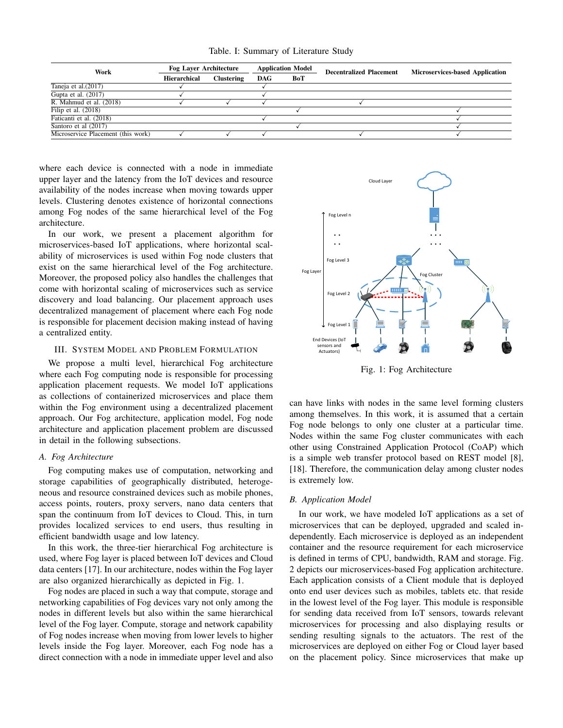Table. I: Summary of Literature Study

| Work | Fog Layer Architecture | | Application Model | | Decentralized Placement | Microservices-based Application |
|---|---|---|---|---|---|---|
| | Hierarchical | Clustering | DAG | BoT | | |
| Taneja et al.(2017) | ✓ | | ✓ | | | |
| Gupta et al. (2017) | ✓ | | ✓ | | | |
| R. Mahmud et al. (2018) | ✓ | ✓ | ✓ | | ✓ | |
| Filip et al. (2018) | | | | ✓ | | ✓ |
| Faticanti et al. (2018) | | | ✓ | | | ✓ |
| Santoro et al (2017) | | | | ✓ | | ✓ |
| Microservice Placement (this work) | ✓ | ✓ | ✓ | | ✓ | ✓ |

where each device is connected with a node in immediate upper layer and the latency from the IoT devices and resource availability of the nodes increase when moving towards upper levels. Clustering denotes existence of horizontal connections among Fog nodes of the same hierarchical level of the Fog architecture.

In our work, we present a placement algorithm for microservices-based IoT applications, where horizontal scalability of microservices is used within Fog node clusters that exist on the same hierarchical level of the Fog architecture. Moreover, the proposed policy also handles the challenges that come with horizontal scaling of microservices such as service discovery and load balancing. Our placement approach uses decentralized management of placement where each Fog node is responsible for placement decision making instead of having a centralized entity.

## III. System Model and Problem Formulation

We propose a multi level, hierarchical Fog architecture where each Fog computing node is responsible for processing application placement requests. We model IoT applications as collections of containerized microservices and place them within the Fog environment using a decentralized placement approach. Our Fog architecture, application model, Fog node architecture and application placement problem are discussed in detail in the following subsections.

### *A. Fog Architecture*

Fog computing makes use of computation, networking and storage capabilities of geographically distributed, heterogeneous and resource constrained devices such as mobile phones, access points, routers, proxy servers, nano data centers that span the continuum from IoT devices to Cloud. This, in turn provides localized services to end users, thus resulting in efficient bandwidth usage and low latency.

In this work, the three-tier hierarchical Fog architecture is used, where Fog layer is placed between IoT devices and Cloud data centers [17]. In our architecture, nodes within the Fog layer are also organized hierarchically as depicted in Fig. 1.

Fog nodes are placed in such a way that compute, storage and networking capabilities of Fog devices vary not only among the nodes in different levels but also within the same hierarchical level of the Fog layer. Compute, storage and network capability of Fog nodes increase when moving from lower levels to higher levels inside the Fog layer. Moreover, each Fog node has a direct connection with a node in immediate upper level and also can have links with nodes in the same level forming clusters among themselves. In this work, it is assumed that a certain Fog node belongs to only one cluster at a particular time. Nodes within the same Fog cluster communicates with each other using Constrained Application Protocol (CoAP) which is a simple web transfer protocol based on REST model [8], [18]. Therefore, the communication delay among cluster nodes is extremely low.

Fig. 1: Fog Architecture

### *B. Application Model*

In our work, we have modeled IoT applications as a set of microservices that can be deployed, upgraded and scaled independently. Each microservice is deployed as an independent container and the resource requirement for each microservice is defined in terms of CPU, bandwidth, RAM and storage. Fig. 2 depicts our microservices-based Fog application architecture. Each application consists of a Client module that is deployed onto end user devices such as mobiles, tablets etc. that reside in the lowest level of the Fog layer. This module is responsible for sending data received from IoT sensors, towards relevant microservices for processing and also displaying results or sending resulting signals to the actuators. The rest of the microservices are deployed on either Fog or Cloud layer based on the placement policy. Since microservices that make up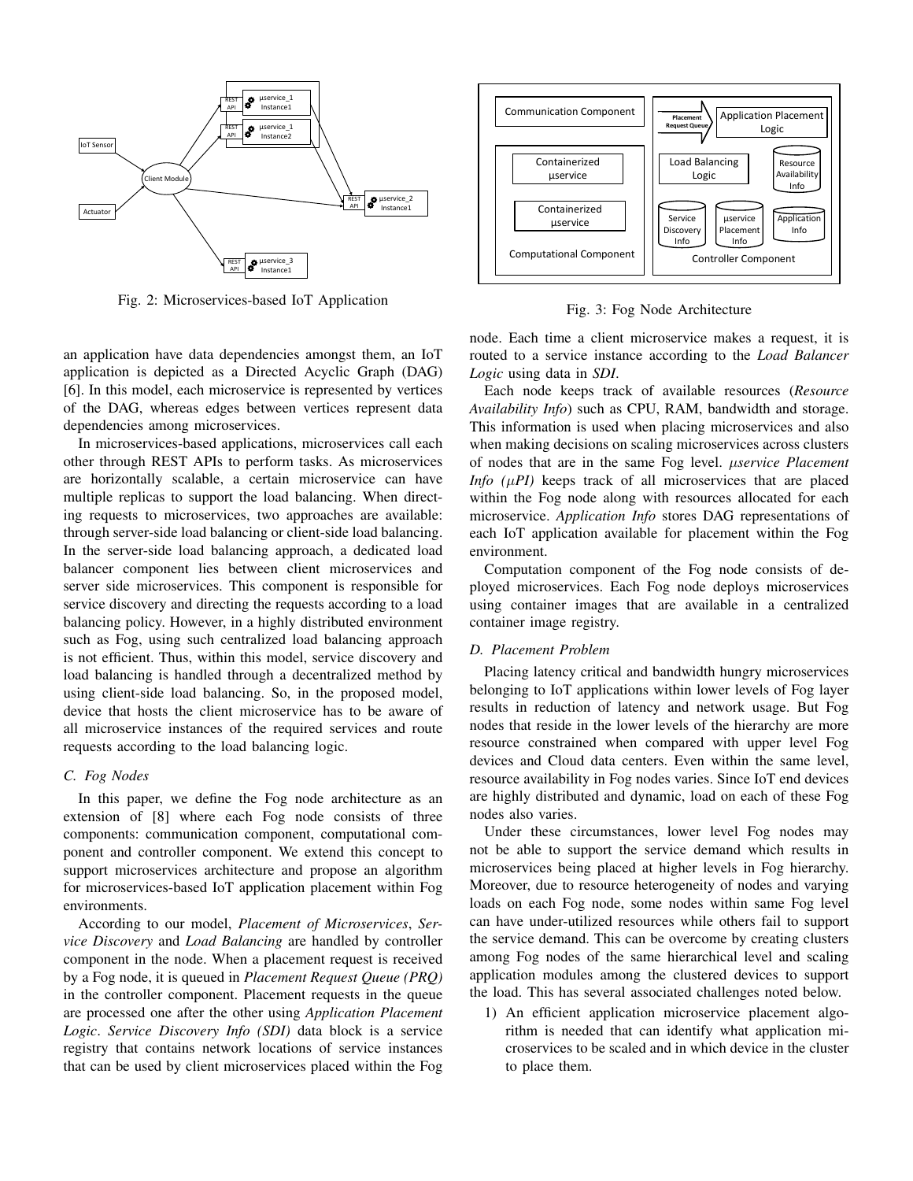Fig. 2: Microservices-based IoT Application

Fig. 3: Fog Node Architecture

an application have data dependencies amongst them, an IoT application is depicted as a Directed Acyclic Graph (DAG) [6]. In this model, each microservice is represented by vertices of the DAG, whereas edges between vertices represent data dependencies among microservices.

In microservices-based applications, microservices call each other through REST APIs to perform tasks. As microservices are horizontally scalable, a certain microservice can have multiple replicas to support the load balancing. When directing requests to microservices, two approaches are available: through server-side load balancing or client-side load balancing. In the server-side load balancing approach, a dedicated load balancer component lies between client microservices and server side microservices. This component is responsible for service discovery and directing the requests according to a load balancing policy. However, in a highly distributed environment such as Fog, using such centralized load balancing approach is not efficient. Thus, within this model, service discovery and load balancing is handled through a decentralized method by using client-side load balancing. So, in the proposed model, device that hosts the client microservice has to be aware of all microservice instances of the required services and route requests according to the load balancing logic.

### C. Fog Nodes

In this paper, we define the Fog node architecture as an extension of [8] where each Fog node consists of three components: communication component, computational component and controller component. We extend this concept to support microservices architecture and propose an algorithm for microservices-based IoT application placement within Fog environments.

According to our model, *Placement of Microservices*, *Service Discovery* and *Load Balancing* are handled by controller component in the node. When a placement request is received by a Fog node, it is queued in *Placement Request Queue (PRQ)* in the controller component. Placement requests in the queue are processed one after the other using *Application Placement Logic*. *Service Discovery Info (SDI)* data block is a service registry that contains network locations of service instances that can be used by client microservices placed within the Fog node. Each time a client microservice makes a request, it is routed to a service instance according to the *Load Balancer Logic* using data in *SDI*.

Each node keeps track of available resources (*Resource Availability Info*) such as CPU, RAM, bandwidth and storage. This information is used when placing microservices and also when making decisions on scaling microservices across clusters of nodes that are in the same Fog level. *$\mu$service Placement Info ($\mu$PI)* keeps track of all microservices that are placed within the Fog node along with resources allocated for each microservice. *Application Info* stores DAG representations of each IoT application available for placement within the Fog environment.

Computation component of the Fog node consists of deployed microservices. Each Fog node deploys microservices using container images that are available in a centralized container image registry.

### D. Placement Problem

Placing latency critical and bandwidth hungry microservices belonging to IoT applications within lower levels of Fog layer results in reduction of latency and network usage. But Fog nodes that reside in the lower levels of the hierarchy are more resource constrained when compared with upper level Fog devices and Cloud data centers. Even within the same level, resource availability in Fog nodes varies. Since IoT end devices are highly distributed and dynamic, load on each of these Fog nodes also varies.

Under these circumstances, lower level Fog nodes may not be able to support the service demand which results in microservices being placed at higher levels in Fog hierarchy. Moreover, due to resource heterogeneity of nodes and varying loads on each Fog node, some nodes within same Fog level can have under-utilized resources while others fail to support the service demand. This can be overcome by creating clusters among Fog nodes of the same hierarchical level and scaling application modules among the clustered devices to support the load. This has several associated challenges noted below.

1) An efficient application microservice placement algorithm is needed that can identify what application microservices to be scaled and in which device in the cluster to place them.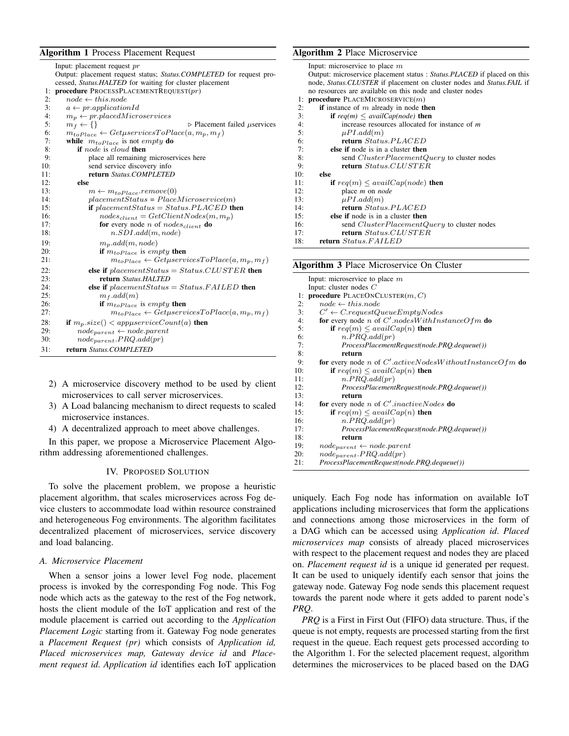**Algorithm 1** Process Placement Request

```
    Input: placement request pr
    Output: placement request status; Status.COMPLETED for request processed, Status.HALTED for waiting for cluster placement
 1: procedure PROCESSPLACEMENTREQUEST(pr)
 2:     node ← this.node
 3:     a ← pr.applicationId
 4:     m_p ← pr.placedMicroservices
 5:     m_f ← {}                                  ▷ Placement failed μservices
 6:     m_toPlace ← GetμservicesToPlace(a, m_p, m_f)
 7:     while m_toPlace is not empty do
 8:         if node is cloud then
 9:             place all remaining microservices here
10:             send service discovery info
11:             return Status.COMPLETED
12:         else
13:             m ← m_toPlace.remove(0)
14:             placementStatus = PlaceMicroservice(m)
15:             if placementStatus = Status.PLACED then
16:                 nodes_client = GetClientNodes(m, m_p)
17:                 for every node n of nodes_client do
18:                     n.SDI.add(m, node)
19:                 m_p.add(m, node)
20:                 if m_toPlace is empty then
21:                     m_toPlace ← GetμservicesToPlace(a, m_p, m_f)
22:             else if placementStatus = Status.CLUSTER then
23:                 return Status.HALTED
24:             else if placementStatus = Status.FAILED then
25:                 m_f.add(m)
26:                 if m_toPlace is empty then
27:                     m_toPlace ← GetμservicesToPlace(a, m_p, m_f)
28:     if m_p.size() < appμserviceCount(a) then
29:         node_parent ← node.parent
30:         node_parent.PRQ.add(pr)
31:     return Status.COMPLETED
```

**Algorithm 2** Place Microservice

```
    Input: microservice to place m
    Output: microservice placement status : Status.PLACED if placed on this node, Status.CLUSTER if placement on cluster nodes and Status.FAIL if no resources are available on this node and cluster nodes
 1: procedure PLACEMICROSERVICE(m)
 2:     if instance of m already in node then
 3:         if req(m) ≤ availCap(node) then
 4:             increase resources allocated for instance of m
 5:             μPI.add(m)
 6:             return Status.PLACED
 7:         else if node is in a cluster then
 8:             send ClusterPlacementQuery to cluster nodes
 9:             return Status.CLUSTER
10:     else
11:         if req(m) ≤ availCap(node) then
12:             place m on node
13:             μPI.add(m)
14:             return Status.PLACED
15:         else if node is in a cluster then
16:             send ClusterPlacementQuery to cluster nodes
17:             return Status.CLUSTER
18:     return Status.FAILED
```

**Algorithm 3** Place Microservice On Cluster

```
    Input: microservice to place m
    Input: cluster nodes C
 1: procedure PLACEONCLUSTER(m, C)
 2:     node ← this.node
 3:     C' ← C.requestQueueEmptyNodes
 4:     for every node n of C'.nodesWithInstanceOfm do
 5:         if req(m) ≤ availCap(n) then
 6:             n.PRQ.add(pr)
 7:             ProcessPlacementRequest(node.PRQ.dequeue())
 8:             return
 9:     for every node n of C'.activeNodesWithoutInstanceOfm do
10:         if req(m) ≤ availCap(n) then
11:             n.PRQ.add(pr)
12:             ProcessPlacementRequest(node.PRQ.dequeue())
13:             return
14:     for every node n of C'.inactiveNodes do
15:         if req(m) ≤ availCap(n) then
16:             n.PRQ.add(pr)
17:             ProcessPlacementRequest(node.PRQ.dequeue())
18:             return
19:     node_parent ← node.parent
20:     node_parent.PRQ.add(pr)
21:     ProcessPlacementRequest(node.PRQ.dequeue())
```

2) A microservice discovery method to be used by client microservices to call server microservices.
3) A Load balancing mechanism to direct requests to scaled microservice instances.
4) A decentralized approach to meet above challenges.

In this paper, we propose a Microservice Placement Algorithm addressing aforementioned challenges.

## IV. Proposed Solution

To solve the placement problem, we propose a heuristic placement algorithm, that scales microservices across Fog device clusters to accommodate load within resource constrained and heterogeneous Fog environments. The algorithm facilitates decentralized placement of microservices, service discovery and load balancing.

### A. Microservice Placement

When a sensor joins a lower level Fog node, placement process is invoked by the corresponding Fog node. This Fog node which acts as the gateway to the rest of the Fog network, hosts the client module of the IoT application and rest of the module placement is carried out according to the *Application Placement Logic* starting from it. Gateway Fog node generates a *Placement Request (pr)* which consists of *Application id, Placed microservices map, Gateway device id* and *Placement request id*. *Application id* identifies each IoT application uniquely. Each Fog node has information on available IoT applications including microservices that form the applications and connections among those microservices in the form of a DAG which can be accessed using *Application id*. *Placed microservices map* consists of already placed microservices with respect to the placement request and nodes they are placed on. *Placement request id* is a unique id generated per request. It can be used to uniquely identify each sensor that joins the gateway node. Gateway Fog node sends this placement request towards the parent node where it gets added to parent node's *PRQ*.

*PRQ* is a First in First Out (FIFO) data structure. Thus, if the queue is not empty, requests are processed starting from the first request in the queue. Each request gets processed according to the Algorithm 1. For the selected placement request, algorithm determines the microservices to be placed based on the DAG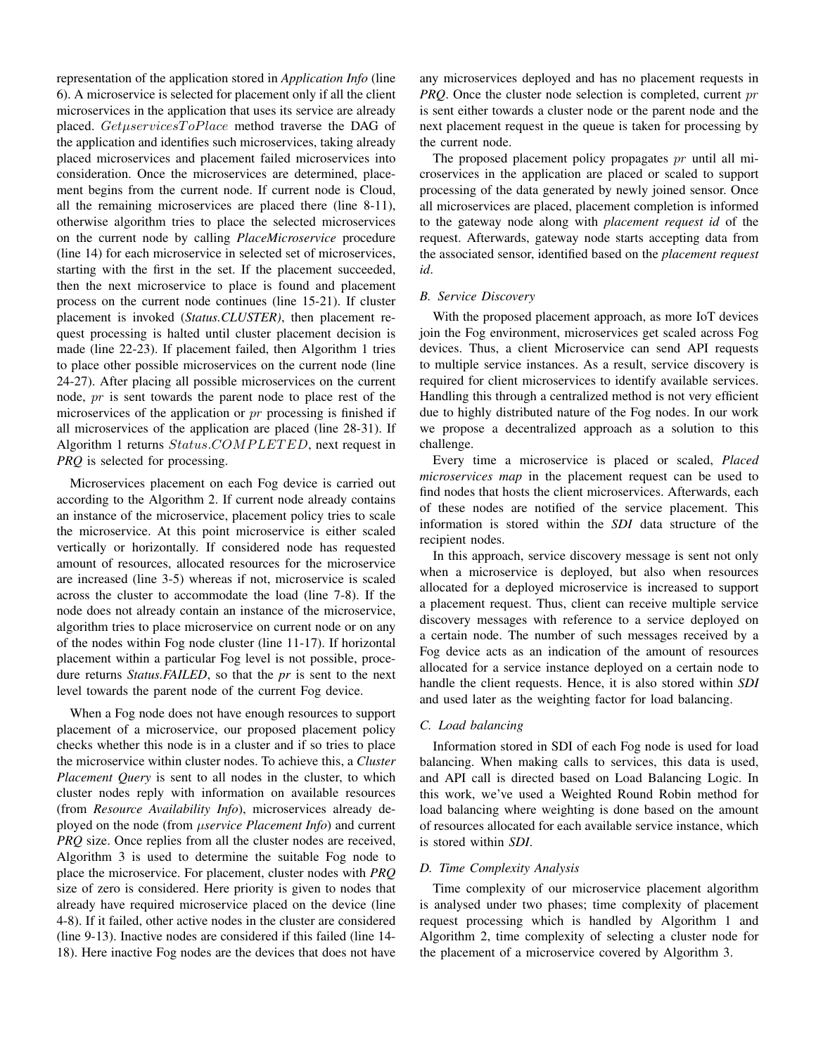representation of the application stored in *Application Info* (line 6). A microservice is selected for placement only if all the client microservices in the application that uses its service are already placed. $Get\mu servicesToPlace$ method traverse the DAG of the application and identifies such microservices, taking already placed microservices and placement failed microservices into consideration. Once the microservices are determined, placement begins from the current node. If current node is Cloud, all the remaining microservices are placed there (line 8-11), otherwise algorithm tries to place the selected microservices on the current node by calling *PlaceMicroservice* procedure (line 14) for each microservice in selected set of microservices, starting with the first in the set. If the placement succeeded, then the next microservice to place is found and placement process on the current node continues (line 15-21). If cluster placement is invoked (*Status.CLUSTER)*, then placement request processing is halted until cluster placement decision is made (line 22-23). If placement failed, then Algorithm 1 tries to place other possible microservices on the current node (line 24-27). After placing all possible microservices on the current node, $pr$ is sent towards the parent node to place rest of the microservices of the application or $pr$ processing is finished if all microservices of the application are placed (line 28-31). If Algorithm 1 returns $Status.COMPLETED$, next request in *PRQ* is selected for processing.

Microservices placement on each Fog device is carried out according to the Algorithm 2. If current node already contains an instance of the microservice, placement policy tries to scale the microservice. At this point microservice is either scaled vertically or horizontally. If considered node has requested amount of resources, allocated resources for the microservice are increased (line 3-5) whereas if not, microservice is scaled across the cluster to accommodate the load (line 7-8). If the node does not already contain an instance of the microservice, algorithm tries to place microservice on current node or on any of the nodes within Fog node cluster (line 11-17). If horizontal placement within a particular Fog level is not possible, procedure returns *Status.FAILED*, so that the *pr* is sent to the next level towards the parent node of the current Fog device.

When a Fog node does not have enough resources to support placement of a microservice, our proposed placement policy checks whether this node is in a cluster and if so tries to place the microservice within cluster nodes. To achieve this, a *Cluster Placement Query* is sent to all nodes in the cluster, to which cluster nodes reply with information on available resources (from *Resource Availability Info*), microservices already deployed on the node (from *µservice Placement Info*) and current *PRQ* size. Once replies from all the cluster nodes are received, Algorithm 3 is used to determine the suitable Fog node to place the microservice. For placement, cluster nodes with *PRQ* size of zero is considered. Here priority is given to nodes that already have required microservice placed on the device (line 4-8). If it failed, other active nodes in the cluster are considered (line 9-13). Inactive nodes are considered if this failed (line 14-18). Here inactive Fog nodes are the devices that does not have any microservices deployed and has no placement requests in *PRQ*. Once the cluster node selection is completed, current $pr$ is sent either towards a cluster node or the parent node and the next placement request in the queue is taken for processing by the current node.

The proposed placement policy propagates $pr$ until all microservices in the application are placed or scaled to support processing of the data generated by newly joined sensor. Once all microservices are placed, placement completion is informed to the gateway node along with *placement request id* of the request. Afterwards, gateway node starts accepting data from the associated sensor, identified based on the *placement request id*.

### *B. Service Discovery*

With the proposed placement approach, as more IoT devices join the Fog environment, microservices get scaled across Fog devices. Thus, a client Microservice can send API requests to multiple service instances. As a result, service discovery is required for client microservices to identify available services. Handling this through a centralized method is not very efficient due to highly distributed nature of the Fog nodes. In our work we propose a decentralized approach as a solution to this challenge.

Every time a microservice is placed or scaled, *Placed microservices map* in the placement request can be used to find nodes that hosts the client microservices. Afterwards, each of these nodes are notified of the service placement. This information is stored within the *SDI* data structure of the recipient nodes.

In this approach, service discovery message is sent not only when a microservice is deployed, but also when resources allocated for a deployed microservice is increased to support a placement request. Thus, client can receive multiple service discovery messages with reference to a service deployed on a certain node. The number of such messages received by a Fog device acts as an indication of the amount of resources allocated for a service instance deployed on a certain node to handle the client requests. Hence, it is also stored within *SDI* and used later as the weighting factor for load balancing.

### *C. Load balancing*

Information stored in SDI of each Fog node is used for load balancing. When making calls to services, this data is used, and API call is directed based on Load Balancing Logic. In this work, we've used a Weighted Round Robin method for load balancing where weighting is done based on the amount of resources allocated for each available service instance, which is stored within *SDI*.

### *D. Time Complexity Analysis*

Time complexity of our microservice placement algorithm is analysed under two phases; time complexity of placement request processing which is handled by Algorithm 1 and Algorithm 2, time complexity of selecting a cluster node for the placement of a microservice covered by Algorithm 3.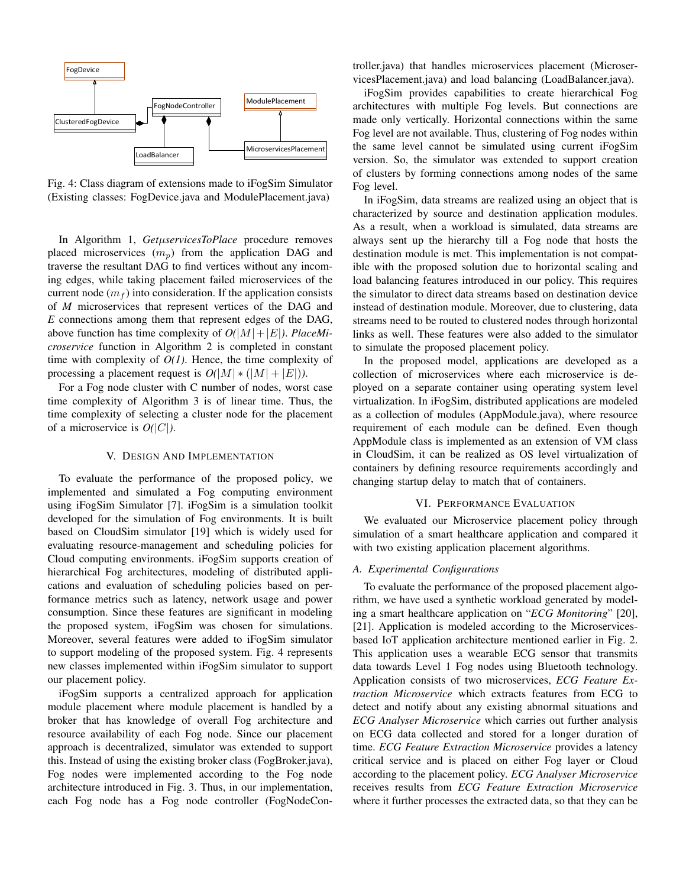Fig. 4: Class diagram of extensions made to iFogSim Simulator (Existing classes: FogDevice.java and ModulePlacement.java)

In Algorithm 1, *GetμservicesToPlace* procedure removes placed microservices ($m_p$) from the application DAG and traverse the resultant DAG to find vertices without any incoming edges, while taking placement failed microservices of the current node ($m_f$) into consideration. If the application consists of *M* microservices that represent vertices of the DAG and *E* connections among them that represent edges of the DAG, above function has time complexity of $O(|M|+|E|)$. *PlaceMicroservice* function in Algorithm 2 is completed in constant time with complexity of $O(1)$. Hence, the time complexity of processing a placement request is $O(|M| * (|M|+|E|))$.

For a Fog node cluster with C number of nodes, worst case time complexity of Algorithm 3 is of linear time. Thus, the time complexity of selecting a cluster node for the placement of a microservice is $O(|C|)$.

## V. Design And Implementation

To evaluate the performance of the proposed policy, we implemented and simulated a Fog computing environment using iFogSim Simulator [7]. iFogSim is a simulation toolkit developed for the simulation of Fog environments. It is built based on CloudSim simulator [19] which is widely used for evaluating resource-management and scheduling policies for Cloud computing environments. iFogSim supports creation of hierarchical Fog architectures, modeling of distributed applications and evaluation of scheduling policies based on performance metrics such as latency, network usage and power consumption. Since these features are significant in modeling the proposed system, iFogSim was chosen for simulations. Moreover, several features were added to iFogSim simulator to support modeling of the proposed system. Fig. 4 represents new classes implemented within iFogSim simulator to support our placement policy.

iFogSim supports a centralized approach for application module placement where module placement is handled by a broker that has knowledge of overall Fog architecture and resource availability of each Fog node. Since our placement approach is decentralized, simulator was extended to support this. Instead of using the existing broker class (FogBroker.java), Fog nodes were implemented according to the Fog node architecture introduced in Fig. 3. Thus, in our implementation, each Fog node has a Fog node controller (FogNodeController.java) that handles microservices placement (MicroservicesPlacement.java) and load balancing (LoadBalancer.java).

iFogSim provides capabilities to create hierarchical Fog architectures with multiple Fog levels. But connections are made only vertically. Horizontal connections within the same Fog level are not available. Thus, clustering of Fog nodes within the same level cannot be simulated using current iFogSim version. So, the simulator was extended to support creation of clusters by forming connections among nodes of the same Fog level.

In iFogSim, data streams are realized using an object that is characterized by source and destination application modules. As a result, when a workload is simulated, data streams are always sent up the hierarchy till a Fog node that hosts the destination module is met. This implementation is not compatible with the proposed solution due to horizontal scaling and load balancing features introduced in our policy. This requires the simulator to direct data streams based on destination device instead of destination module. Moreover, due to clustering, data streams need to be routed to clustered nodes through horizontal links as well. These features were also added to the simulator to simulate the proposed placement policy.

In the proposed model, applications are developed as a collection of microservices where each microservice is deployed on a separate container using operating system level virtualization. In iFogSim, distributed applications are modeled as a collection of modules (AppModule.java), where resource requirement of each module can be defined. Even though AppModule class is implemented as an extension of VM class in CloudSim, it can be realized as OS level virtualization of containers by defining resource requirements accordingly and changing startup delay to match that of containers.

## VI. Performance Evaluation

We evaluated our Microservice placement policy through simulation of a smart healthcare application and compared it with two existing application placement algorithms.

### A. Experimental Configurations

To evaluate the performance of the proposed placement algorithm, we have used a synthetic workload generated by modeling a smart healthcare application on "*ECG Monitoring*" [20], [21]. Application is modeled according to the Microservices-based IoT application architecture mentioned earlier in Fig. 2. This application uses a wearable ECG sensor that transmits data towards Level 1 Fog nodes using Bluetooth technology. Application consists of two microservices, *ECG Feature Extraction Microservice* which extracts features from ECG to detect and notify about any existing abnormal situations and *ECG Analyser Microservice* which carries out further analysis on ECG data collected and stored for a longer duration of time. *ECG Feature Extraction Microservice* provides a latency critical service and is placed on either Fog layer or Cloud according to the placement policy. *ECG Analyser Microservice* receives results from *ECG Feature Extraction Microservice* where it further processes the extracted data, so that they can be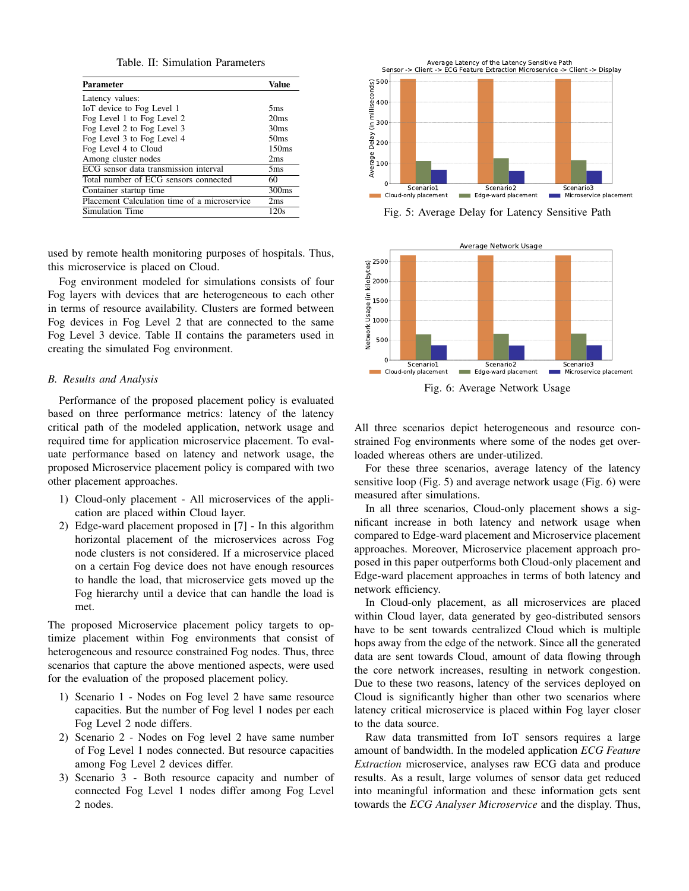Table. II: Simulation Parameters

| Parameter | Value |
|---|---|
| Latency values: | |
| IoT device to Fog Level 1 | 5ms |
| Fog Level 1 to Fog Level 2 | 20ms |
| Fog Level 2 to Fog Level 3 | 30ms |
| Fog Level 3 to Fog Level 4 | 50ms |
| Fog Level 4 to Cloud | 150ms |
| Among cluster nodes | 2ms |
| ECG sensor data transmission interval | 5ms |
| Total number of ECG sensors connected | 60 |
| Container startup time | 300ms |
| Placement Calculation time of a microservice | 2ms |
| Simulation Time | 120s |

used by remote health monitoring purposes of hospitals. Thus, this microservice is placed on Cloud.

Fog environment modeled for simulations consists of four Fog layers with devices that are heterogeneous to each other in terms of resource availability. Clusters are formed between Fog devices in Fog Level 2 that are connected to the same Fog Level 3 device. Table II contains the parameters used in creating the simulated Fog environment.

### *B. Results and Analysis*

Performance of the proposed placement policy is evaluated based on three performance metrics: latency of the latency critical path of the modeled application, network usage and required time for application microservice placement. To evaluate performance based on latency and network usage, the proposed Microservice placement policy is compared with two other placement approaches.

1) Cloud-only placement - All microservices of the application are placed within Cloud layer.
2) Edge-ward placement proposed in [7] - In this algorithm horizontal placement of the microservices across Fog node clusters is not considered. If a microservice placed on a certain Fog device does not have enough resources to handle the load, that microservice gets moved up the Fog hierarchy until a device that can handle the load is met.

The proposed Microservice placement policy targets to optimize placement within Fog environments that consist of heterogeneous and resource constrained Fog nodes. Thus, three scenarios that capture the above mentioned aspects, were used for the evaluation of the proposed placement policy.

1) Scenario 1 - Nodes on Fog level 2 have same resource capacities. But the number of Fog level 1 nodes per each Fog Level 2 node differs.
2) Scenario 2 - Nodes on Fog level 2 have same number of Fog Level 1 nodes connected. But resource capacities among Fog Level 2 devices differ.
3) Scenario 3 - Both resource capacity and number of connected Fog Level 1 nodes differ among Fog Level 2 nodes.

Fig. 5: Average Delay for Latency Sensitive Path

Fig. 6: Average Network Usage

All three scenarios depict heterogeneous and resource constrained Fog environments where some of the nodes get overloaded whereas others are under-utilized.

For these three scenarios, average latency of the latency sensitive loop (Fig. 5) and average network usage (Fig. 6) were measured after simulations.

In all three scenarios, Cloud-only placement shows a significant increase in both latency and network usage when compared to Edge-ward placement and Microservice placement approaches. Moreover, Microservice placement approach proposed in this paper outperforms both Cloud-only placement and Edge-ward placement approaches in terms of both latency and network efficiency.

In Cloud-only placement, as all microservices are placed within Cloud layer, data generated by geo-distributed sensors have to be sent towards centralized Cloud which is multiple hops away from the edge of the network. Since all the generated data are sent towards Cloud, amount of data flowing through the core network increases, resulting in network congestion. Due to these two reasons, latency of the services deployed on Cloud is significantly higher than other two scenarios where latency critical microservice is placed within Fog layer closer to the data source.

Raw data transmitted from IoT sensors requires a large amount of bandwidth. In the modeled application *ECG Feature Extraction* microservice, analyses raw ECG data and produce results. As a result, large volumes of sensor data get reduced into meaningful information and these information gets sent towards the *ECG Analyser Microservice* and the display. Thus,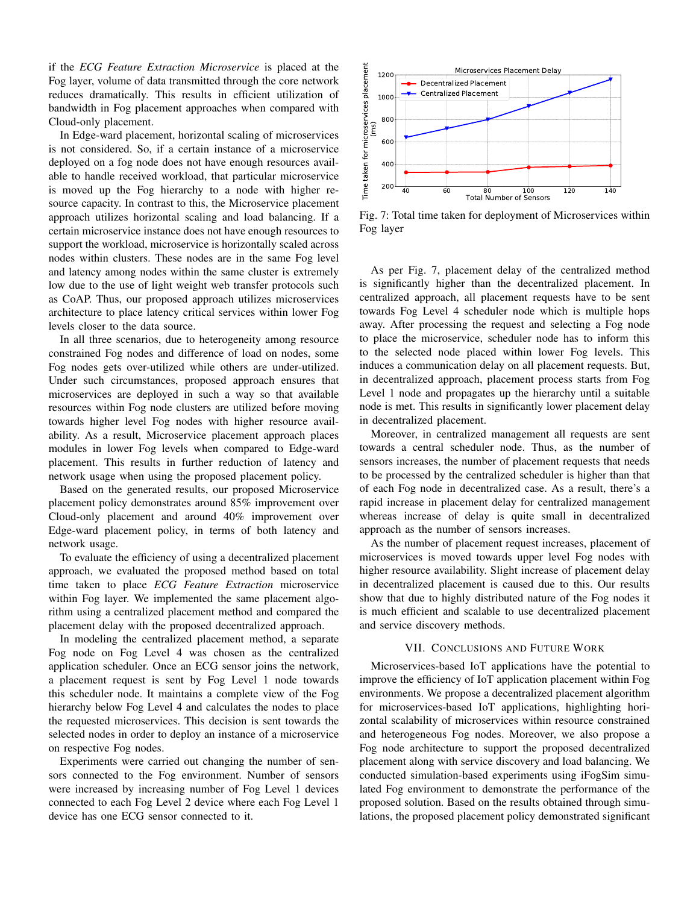if the *ECG Feature Extraction Microservice* is placed at the Fog layer, volume of data transmitted through the core network reduces dramatically. This results in efficient utilization of bandwidth in Fog placement approaches when compared with Cloud-only placement.

In Edge-ward placement, horizontal scaling of microservices is not considered. So, if a certain instance of a microservice deployed on a fog node does not have enough resources available to handle received workload, that particular microservice is moved up the Fog hierarchy to a node with higher resource capacity. In contrast to this, the Microservice placement approach utilizes horizontal scaling and load balancing. If a certain microservice instance does not have enough resources to support the workload, microservice is horizontally scaled across nodes within clusters. These nodes are in the same Fog level and latency among nodes within the same cluster is extremely low due to the use of light weight web transfer protocols such as CoAP. Thus, our proposed approach utilizes microservices architecture to place latency critical services within lower Fog levels closer to the data source.

In all three scenarios, due to heterogeneity among resource constrained Fog nodes and difference of load on nodes, some Fog nodes gets over-utilized while others are under-utilized. Under such circumstances, proposed approach ensures that microservices are deployed in such a way so that available resources within Fog node clusters are utilized before moving towards higher level Fog nodes with higher resource availability. As a result, Microservice placement approach places modules in lower Fog levels when compared to Edge-ward placement. This results in further reduction of latency and network usage when using the proposed placement policy.

Based on the generated results, our proposed Microservice placement policy demonstrates around 85% improvement over Cloud-only placement and around 40% improvement over Edge-ward placement policy, in terms of both latency and network usage.

To evaluate the efficiency of using a decentralized placement approach, we evaluated the proposed method based on total time taken to place *ECG Feature Extraction* microservice within Fog layer. We implemented the same placement algorithm using a centralized placement method and compared the placement delay with the proposed decentralized approach.

In modeling the centralized placement method, a separate Fog node on Fog Level 4 was chosen as the centralized application scheduler. Once an ECG sensor joins the network, a placement request is sent by Fog Level 1 node towards this scheduler node. It maintains a complete view of the Fog hierarchy below Fog Level 4 and calculates the nodes to place the requested microservices. This decision is sent towards the selected nodes in order to deploy an instance of a microservice on respective Fog nodes.

Experiments were carried out changing the number of sensors connected to the Fog environment. Number of sensors were increased by increasing number of Fog Level 1 devices connected to each Fog Level 2 device where each Fog Level 1 device has one ECG sensor connected to it.

Fig. 7: Total time taken for deployment of Microservices within Fog layer

As per Fig. 7, placement delay of the centralized method is significantly higher than the decentralized placement. In centralized approach, all placement requests have to be sent towards Fog Level 4 scheduler node which is multiple hops away. After processing the request and selecting a Fog node to place the microservice, scheduler node has to inform this to the selected node placed within lower Fog levels. This induces a communication delay on all placement requests. But, in decentralized approach, placement process starts from Fog Level 1 node and propagates up the hierarchy until a suitable node is met. This results in significantly lower placement delay in decentralized placement.

Moreover, in centralized management all requests are sent towards a central scheduler node. Thus, as the number of sensors increases, the number of placement requests that needs to be processed by the centralized scheduler is higher than that of each Fog node in decentralized case. As a result, there's a rapid increase in placement delay for centralized management whereas increase of delay is quite small in decentralized approach as the number of sensors increases.

As the number of placement request increases, placement of microservices is moved towards upper level Fog nodes with higher resource availability. Slight increase of placement delay in decentralized placement is caused due to this. Our results show that due to highly distributed nature of the Fog nodes it is much efficient and scalable to use decentralized placement and service discovery methods.

## VII. Conclusions and Future Work

Microservices-based IoT applications have the potential to improve the efficiency of IoT application placement within Fog environments. We propose a decentralized placement algorithm for microservices-based IoT applications, highlighting horizontal scalability of microservices within resource constrained and heterogeneous Fog nodes. Moreover, we also propose a Fog node architecture to support the proposed decentralized placement along with service discovery and load balancing. We conducted simulation-based experiments using iFogSim simulated Fog environment to demonstrate the performance of the proposed solution. Based on the results obtained through simulations, the proposed placement policy demonstrated significant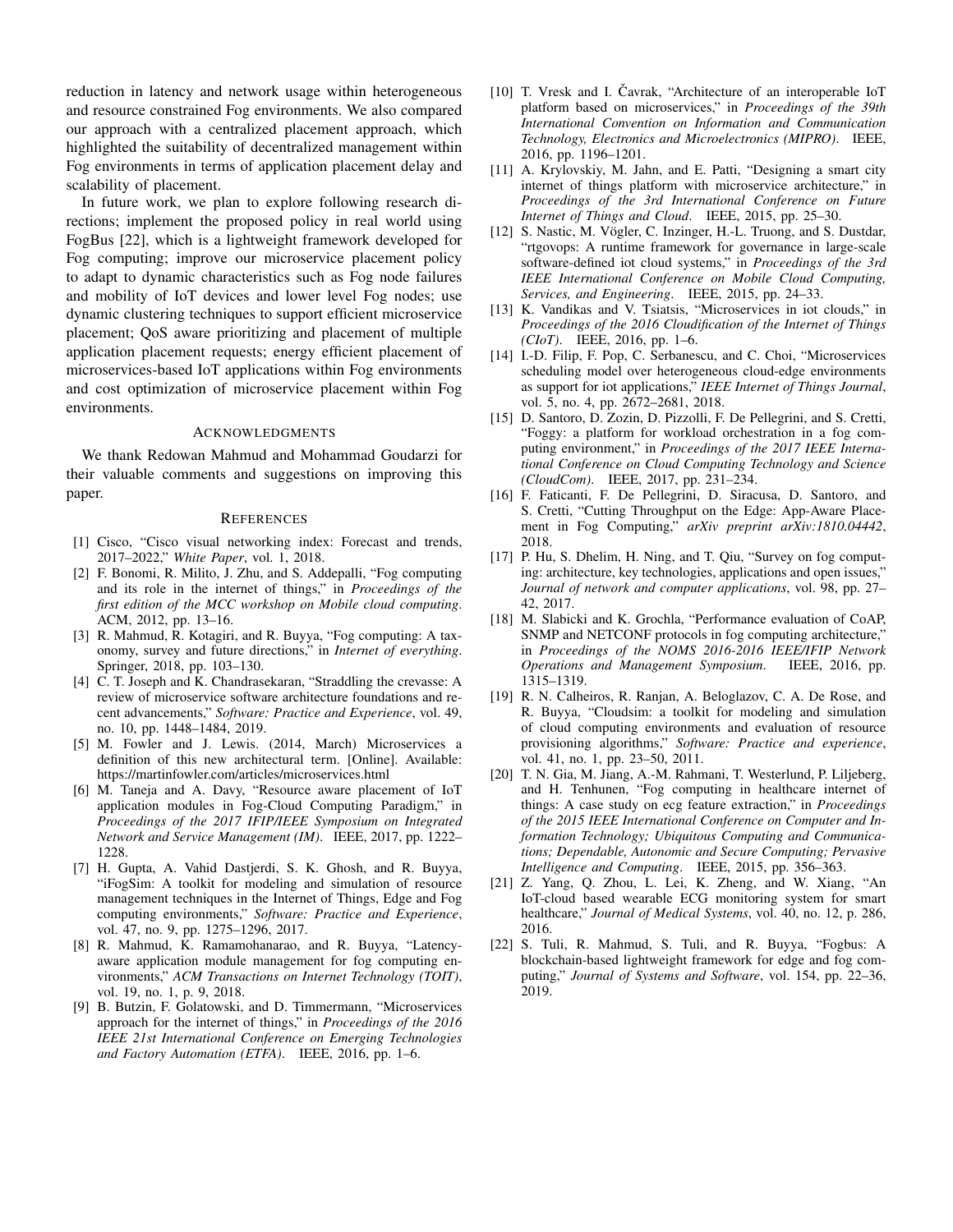reduction in latency and network usage within heterogeneous and resource constrained Fog environments. We also compared our approach with a centralized placement approach, which highlighted the suitability of decentralized management within Fog environments in terms of application placement delay and scalability of placement.

In future work, we plan to explore following research directions; implement the proposed policy in real world using FogBus [22], which is a lightweight framework developed for Fog computing; improve our microservice placement policy to adapt to dynamic characteristics such as Fog node failures and mobility of IoT devices and lower level Fog nodes; use dynamic clustering techniques to support efficient microservice placement; QoS aware prioritizing and placement of multiple application placement requests; energy efficient placement of microservices-based IoT applications within Fog environments and cost optimization of microservice placement within Fog environments.

## Acknowledgments

We thank Redowan Mahmud and Mohammad Goudarzi for their valuable comments and suggestions on improving this paper.

## References

[1] Cisco, "Cisco visual networking index: Forecast and trends, 2017–2022," *White Paper*, vol. 1, 2018.

[2] F. Bonomi, R. Milito, J. Zhu, and S. Addepalli, "Fog computing and its role in the internet of things," in *Proceedings of the first edition of the MCC workshop on Mobile cloud computing*. ACM, 2012, pp. 13–16.

[3] R. Mahmud, R. Kotagiri, and R. Buyya, "Fog computing: A taxonomy, survey and future directions," in *Internet of everything*. Springer, 2018, pp. 103–130.

[4] C. T. Joseph and K. Chandrasekaran, "Straddling the crevasse: A review of microservice software architecture foundations and recent advancements," *Software: Practice and Experience*, vol. 49, no. 10, pp. 1448–1484, 2019.

[5] M. Fowler and J. Lewis. (2014, March) Microservices a definition of this new architectural term. [Online]. Available: https://martinfowler.com/articles/microservices.html

[6] M. Taneja and A. Davy, "Resource aware placement of IoT application modules in Fog-Cloud Computing Paradigm," in *Proceedings of the 2017 IFIP/IEEE Symposium on Integrated Network and Service Management (IM)*. IEEE, 2017, pp. 1222–1228.

[7] H. Gupta, A. Vahid Dastjerdi, S. K. Ghosh, and R. Buyya, "iFogSim: A toolkit for modeling and simulation of resource management techniques in the Internet of Things, Edge and Fog computing environments," *Software: Practice and Experience*, vol. 47, no. 9, pp. 1275–1296, 2017.

[8] R. Mahmud, K. Ramamohanarao, and R. Buyya, "Latency-aware application module management for fog computing environments," *ACM Transactions on Internet Technology (TOIT)*, vol. 19, no. 1, p. 9, 2018.

[9] B. Butzin, F. Golatowski, and D. Timmermann, "Microservices approach for the internet of things," in *Proceedings of the 2016 IEEE 21st International Conference on Emerging Technologies and Factory Automation (ETFA)*. IEEE, 2016, pp. 1–6.

[10] T. Vresk and I. Čavrak, "Architecture of an interoperable IoT platform based on microservices," in *Proceedings of the 39th International Convention on Information and Communication Technology, Electronics and Microelectronics (MIPRO)*. IEEE, 2016, pp. 1196–1201.

[11] A. Krylovskiy, M. Jahn, and E. Patti, "Designing a smart city internet of things platform with microservice architecture," in *Proceedings of the 3rd International Conference on Future Internet of Things and Cloud*. IEEE, 2015, pp. 25–30.

[12] S. Nastic, M. Vögler, C. Inzinger, H.-L. Truong, and S. Dustdar, "rtgovops: A runtime framework for governance in large-scale software-defined iot cloud systems," in *Proceedings of the 3rd IEEE International Conference on Mobile Cloud Computing, Services, and Engineering*. IEEE, 2015, pp. 24–33.

[13] K. Vandikas and V. Tsiatsis, "Microservices in iot clouds," in *Proceedings of the 2016 Cloudification of the Internet of Things (CIoT)*. IEEE, 2016, pp. 1–6.

[14] I.-D. Filip, F. Pop, C. Serbanescu, and C. Choi, "Microservices scheduling model over heterogeneous cloud-edge environments as support for iot applications," *IEEE Internet of Things Journal*, vol. 5, no. 4, pp. 2672–2681, 2018.

[15] D. Santoro, D. Zozin, D. Pizzolli, F. De Pellegrini, and S. Cretti, "Foggy: a platform for workload orchestration in a fog computing environment," in *Proceedings of the 2017 IEEE International Conference on Cloud Computing Technology and Science (CloudCom)*. IEEE, 2017, pp. 231–234.

[16] F. Faticanti, F. De Pellegrini, D. Siracusa, D. Santoro, and S. Cretti, "Cutting Throughput on the Edge: App-Aware Placement in Fog Computing," *arXiv preprint arXiv:1810.04442*, 2018.

[17] P. Hu, S. Dhelim, H. Ning, and T. Qiu, "Survey on fog computing: architecture, key technologies, applications and open issues," *Journal of network and computer applications*, vol. 98, pp. 27–42, 2017.

[18] M. Slabicki and K. Grochla, "Performance evaluation of CoAP, SNMP and NETCONF protocols in fog computing architecture," in *Proceedings of the NOMS 2016-2016 IEEE/IFIP Network Operations and Management Symposium*. IEEE, 2016, pp. 1315–1319.

[19] R. N. Calheiros, R. Ranjan, A. Beloglazov, C. A. De Rose, and R. Buyya, "Cloudsim: a toolkit for modeling and simulation of cloud computing environments and evaluation of resource provisioning algorithms," *Software: Practice and experience*, vol. 41, no. 1, pp. 23–50, 2011.

[20] T. N. Gia, M. Jiang, A.-M. Rahmani, T. Westerlund, P. Liljeberg, and H. Tenhunen, "Fog computing in healthcare internet of things: A case study on ecg feature extraction," in *Proceedings of the 2015 IEEE International Conference on Computer and Information Technology; Ubiquitous Computing and Communications; Dependable, Autonomic and Secure Computing; Pervasive Intelligence and Computing*. IEEE, 2015, pp. 356–363.

[21] Z. Yang, Q. Zhou, L. Lei, K. Zheng, and W. Xiang, "An IoT-cloud based wearable ECG monitoring system for smart healthcare," *Journal of Medical Systems*, vol. 40, no. 12, p. 286, 2016.

[22] S. Tuli, R. Mahmud, S. Tuli, and R. Buyya, "Fogbus: A blockchain-based lightweight framework for edge and fog computing," *Journal of Systems and Software*, vol. 154, pp. 22–36, 2019.